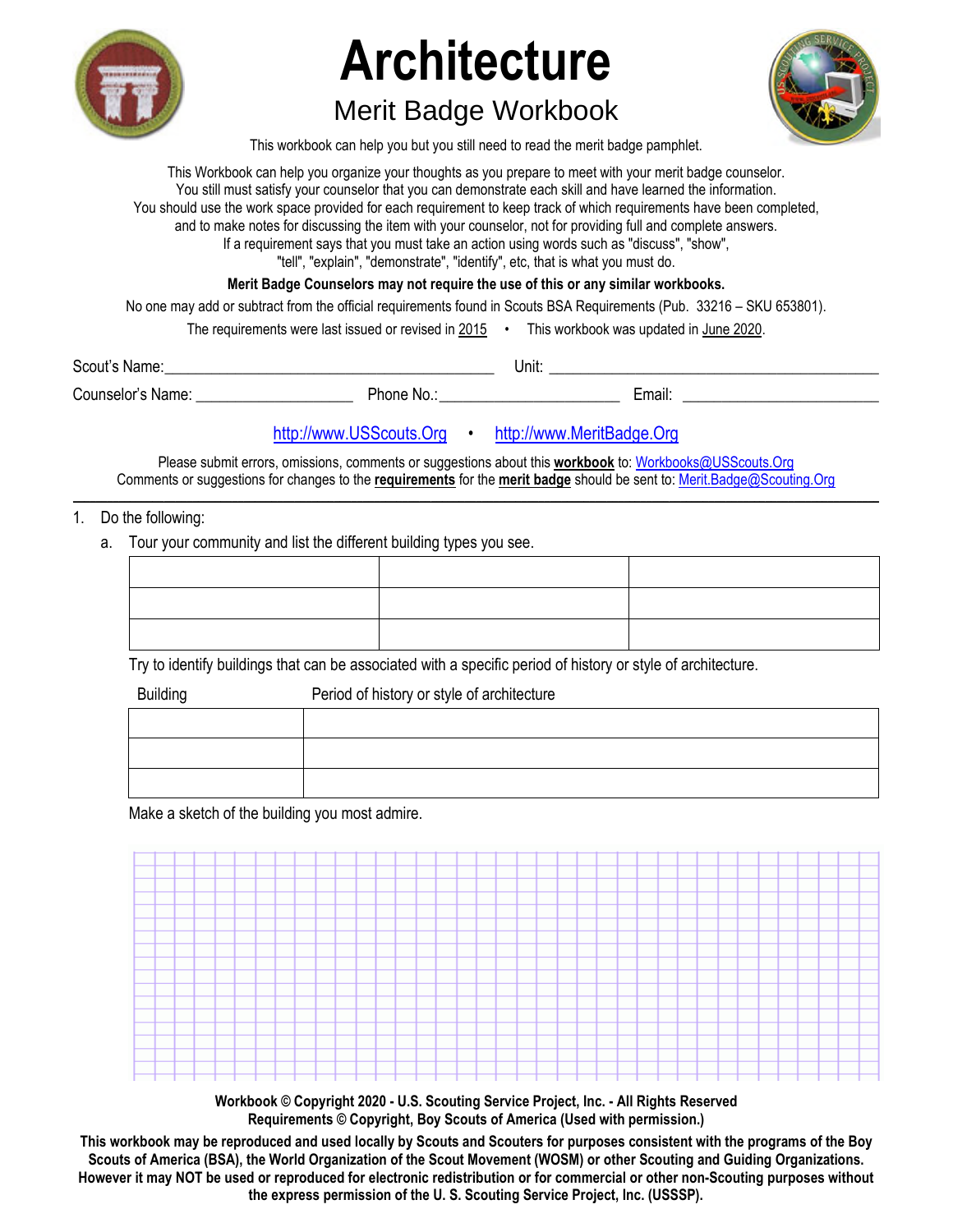# Architecture

## Merit Badge Workbook

This workbook can help you but you still need to read the merit badge pamphlet.

This Workbook can help you organize your thoughts as you prepare to meet with your merit badge counselor.
You still must satisfy your counselor that you can demonstrate each skill and have learned the information.
You should use the work space provided for each requirement to keep track of which requirements have been completed, and to make notes for discussing the item with your counselor, not for providing full and complete answers.
If a requirement says that you must take an action using words such as "discuss", "show", "tell", "explain", "demonstrate", "identify", etc, that is what you must do.

**Merit Badge Counselors may not require the use of this or any similar workbooks.**

No one may add or subtract from the official requirements found in Scouts BSA Requirements (Pub. 33216 – SKU 653801).

The requirements were last issued or revised in 2015 • This workbook was updated in June 2020.

Scout's Name: ________________________________________ Unit: ________________________________________

Counselor's Name: ____________________ Phone No.: _______________________ Email: _________________________

http://www.USScouts.Org • http://www.MeritBadge.Org

Please submit errors, omissions, comments or suggestions about this **workbook** to: Workbooks@USScouts.Org
Comments or suggestions for changes to the **requirements** for the **merit badge** should be sent to: Merit.Badge@Scouting.Org

---

1. Do the following:
   a. Tour your community and list the different building types you see.

| | | |
|---|---|---|
| | | |
| | | |
| | | |

Try to identify buildings that can be associated with a specific period of history or style of architecture.

| Building | Period of history or style of architecture |
|---|---|
| | |
| | |
| | |

Make a sketch of the building you most admire.

**Workbook © Copyright 2020 - U.S. Scouting Service Project, Inc. - All Rights Reserved**
**Requirements © Copyright, Boy Scouts of America (Used with permission.)**

**This workbook may be reproduced and used locally by Scouts and Scouters for purposes consistent with the programs of the Boy Scouts of America (BSA), the World Organization of the Scout Movement (WOSM) or other Scouting and Guiding Organizations. However it may NOT be used or reproduced for electronic redistribution or for commercial or other non-Scouting purposes without the express permission of the U. S. Scouting Service Project, Inc. (USSSP).**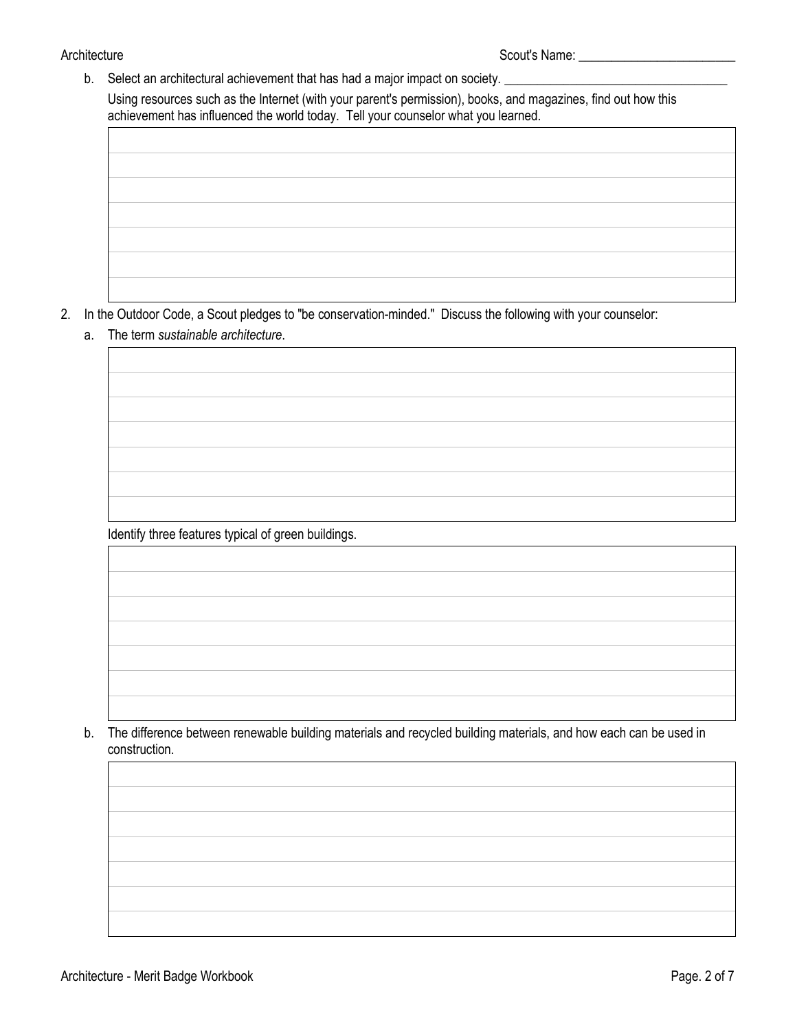b. Select an architectural achievement that has had a major impact on society. ___________________________________

   Using resources such as the Internet (with your parent's permission), books, and magazines, find out how this achievement has influenced the world today. Tell your counselor what you learned.

2. In the Outdoor Code, a Scout pledges to "be conservation-minded." Discuss the following with your counselor:

   a. The term *sustainable architecture*.

   Identify three features typical of green buildings.

   b. The difference between renewable building materials and recycled building materials, and how each can be used in construction.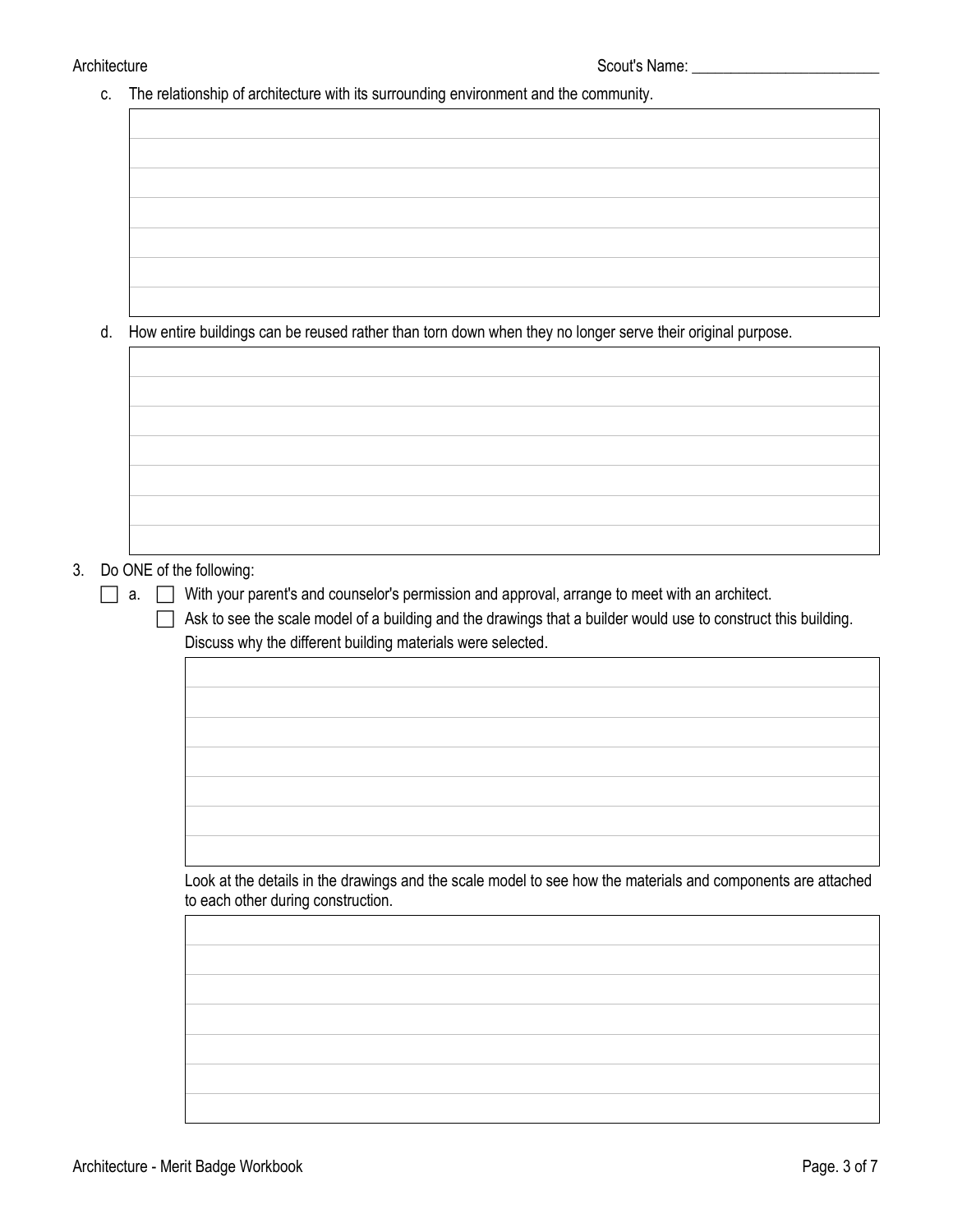Scout's Name: ________________________

c. The relationship of architecture with its surrounding environment and the community.

d. How entire buildings can be reused rather than torn down when they no longer serve their original purpose.

3. Do ONE of the following:

   - [ ] a. 
     - [ ] With your parent's and counselor's permission and approval, arrange to meet with an architect.
     - [ ] Ask to see the scale model of a building and the drawings that a builder would use to construct this building.

     Discuss why the different building materials were selected.

     Look at the details in the drawings and the scale model to see how the materials and components are attached to each other during construction.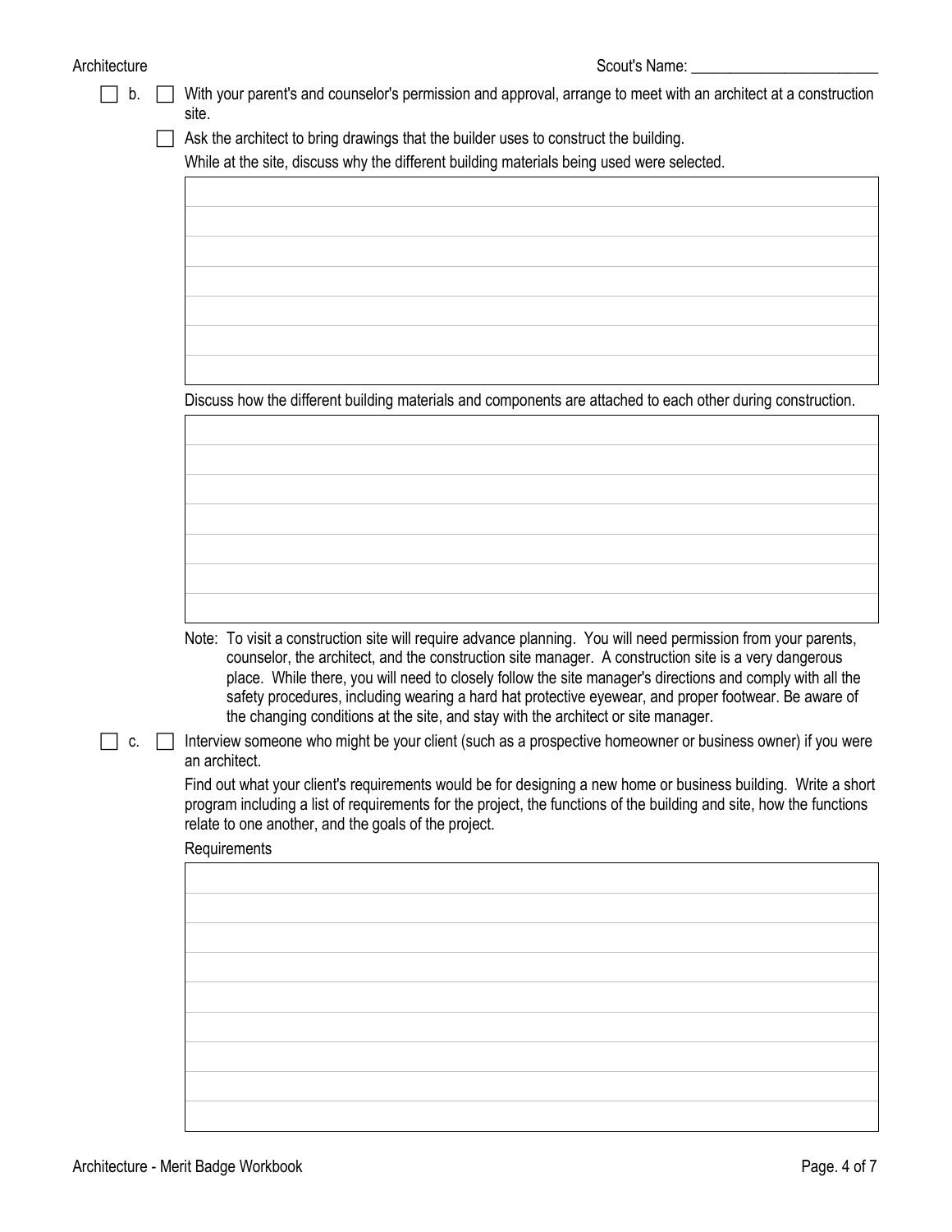- [ ] b. [ ] With your parent's and counselor's permission and approval, arrange to meet with an architect at a construction site.

  [ ] Ask the architect to bring drawings that the builder uses to construct the building.

  While at the site, discuss why the different building materials being used were selected.

  Discuss how the different building materials and components are attached to each other during construction.

  Note: To visit a construction site will require advance planning. You will need permission from your parents, counselor, the architect, and the construction site manager. A construction site is a very dangerous place. While there, you will need to closely follow the site manager's directions and comply with all the safety procedures, including wearing a hard hat protective eyewear, and proper footwear. Be aware of the changing conditions at the site, and stay with the architect or site manager.

- [ ] c. [ ] Interview someone who might be your client (such as a prospective homeowner or business owner) if you were an architect.

  Find out what your client's requirements would be for designing a new home or business building. Write a short program including a list of requirements for the project, the functions of the building and site, how the functions relate to one another, and the goals of the project.

  Requirements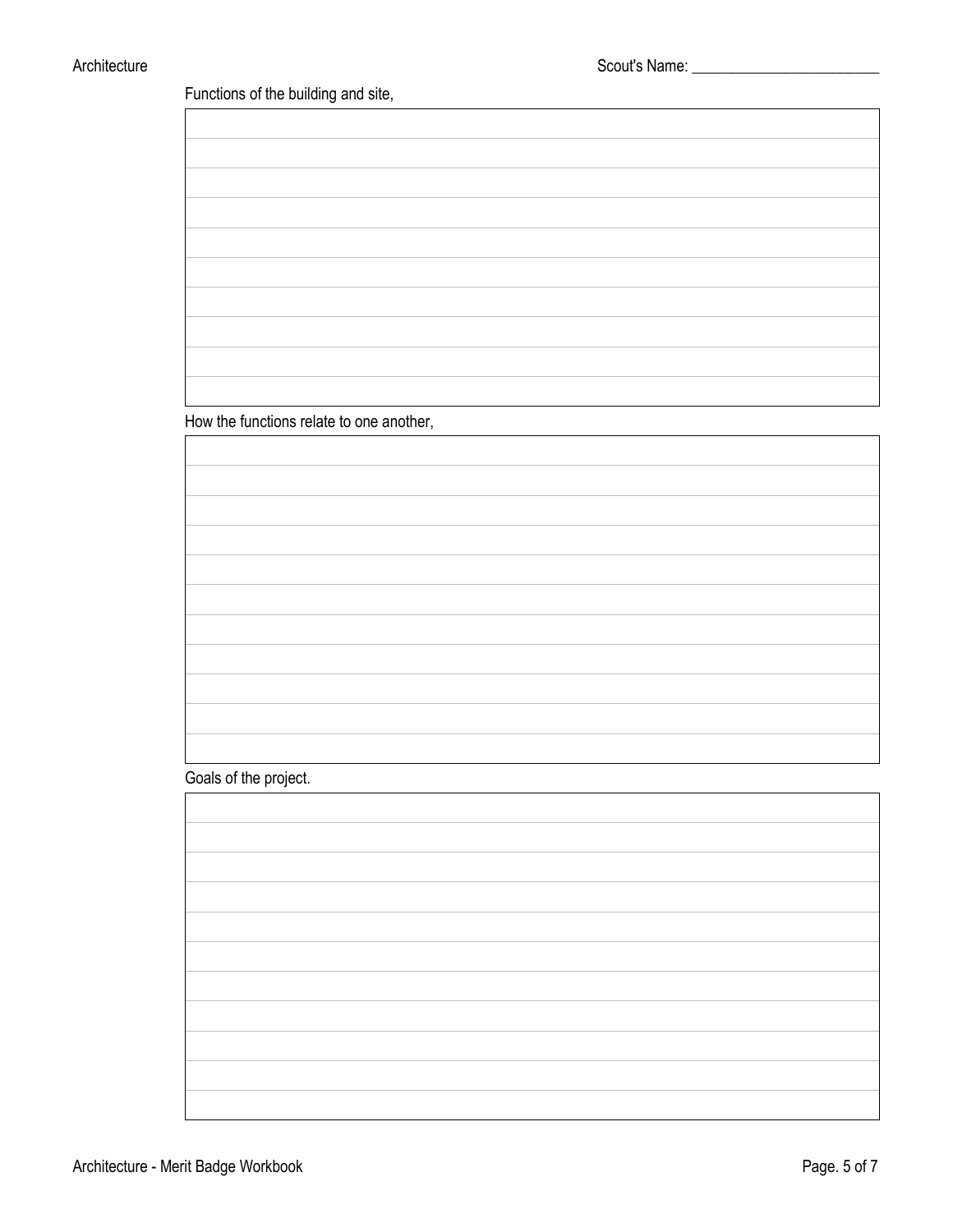Scout's Name: ________________________

Functions of the building and site,

How the functions relate to one another,

Goals of the project.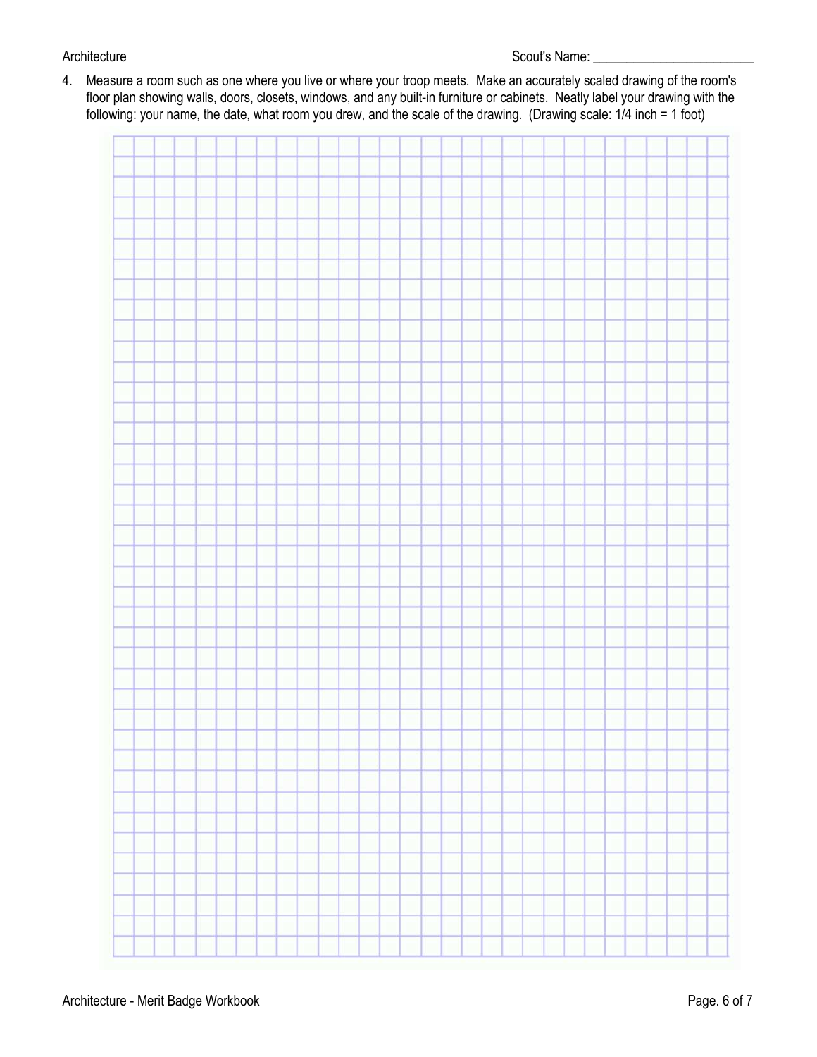Scout's Name: ________________________

4. Measure a room such as one where you live or where your troop meets. Make an accurately scaled drawing of the room's floor plan showing walls, doors, closets, windows, and any built-in furniture or cabinets. Neatly label your drawing with the following: your name, the date, what room you drew, and the scale of the drawing. (Drawing scale: 1/4 inch = 1 foot)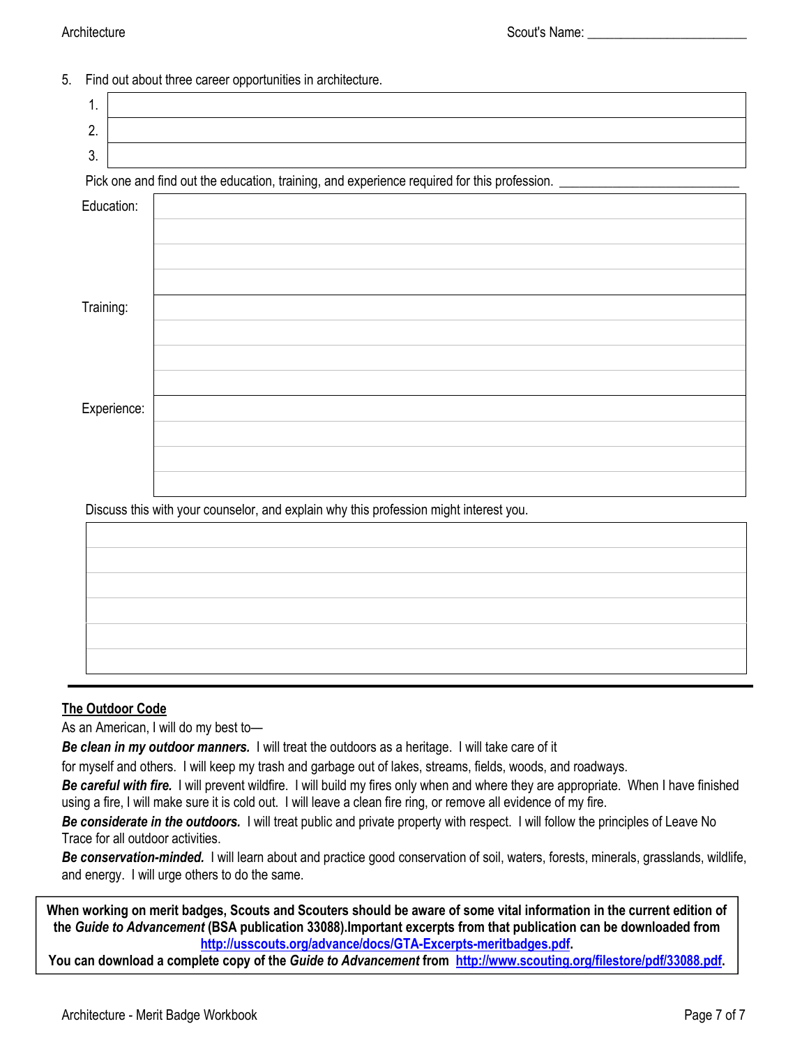5. Find out about three career opportunities in architecture.

| | |
|---|---|
| 1. | |
| 2. | |
| 3. | |

Pick one and find out the education, training, and experience required for this profession. ___________________________

| | |
|---|---|
| Education: | |
| | |
| | |
| | |
| Training: | |
| | |
| | |
| | |
| Experience: | |
| | |
| | |
| | |

Discuss this with your counselor, and explain why this profession might interest you.

| |
|---|
| |
| |
| |
| |
| |
| |

---

**The Outdoor Code**

As an American, I will do my best to—

***Be clean in my outdoor manners.*** I will treat the outdoors as a heritage. I will take care of it for myself and others. I will keep my trash and garbage out of lakes, streams, fields, woods, and roadways.

***Be careful with fire.*** I will prevent wildfire. I will build my fires only when and where they are appropriate. When I have finished using a fire, I will make sure it is cold out. I will leave a clean fire ring, or remove all evidence of my fire.

***Be considerate in the outdoors.*** I will treat public and private property with respect. I will follow the principles of Leave No Trace for all outdoor activities.

***Be conservation-minded.*** I will learn about and practice good conservation of soil, waters, forests, minerals, grasslands, wildlife, and energy. I will urge others to do the same.

**When working on merit badges, Scouts and Scouters should be aware of some vital information in the current edition of the *Guide to Advancement* (BSA publication 33088).Important excerpts from that publication can be downloaded from http://usscouts.org/advance/docs/GTA-Excerpts-meritbadges.pdf.**
**You can download a complete copy of the *Guide to Advancement* from http://www.scouting.org/filestore/pdf/33088.pdf.**